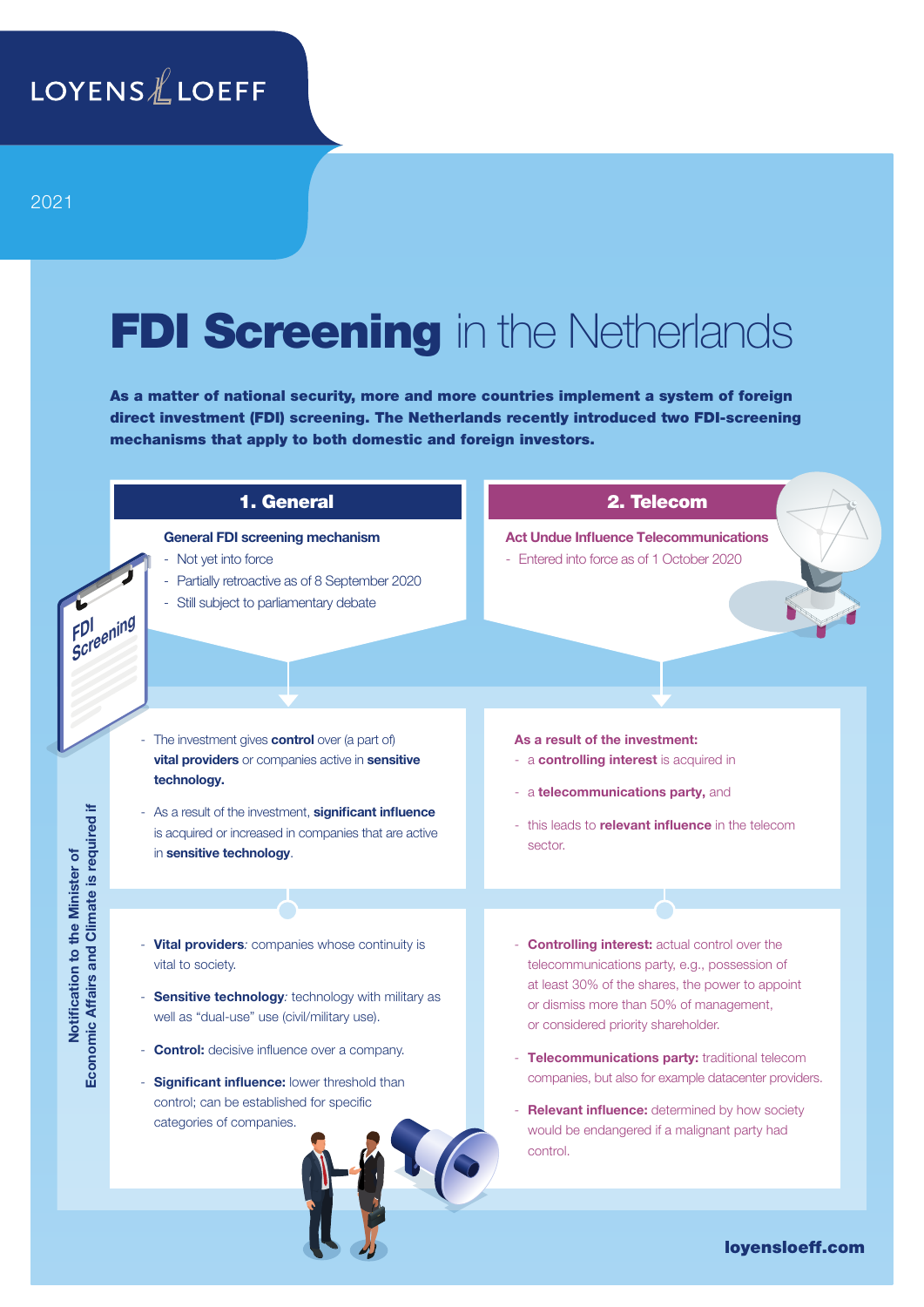LOYENS & LOEFF

2021

# **FDI Screening** in the Netherlands

**As a matter of national security, more and more countries implement a system of foreign direct investment (FDI) screening. The Netherlands recently introduced two FDI-screening mechanisms that apply to both domestic and foreign investors.**

*Notification to the Minister of Economic Affairs and Climate is required if*

## 1. General

**General FDI screening mechanism**

- Not yet into force
- Partially retroactive as of 8 September 2020
- Still subject to parliamentary debate

FDI Screening

- The investment gives **control** over (a part of) **vital providers** or companies active in **sensitive technology.**
- As a result of the investment, **significant influence** is acquired or increased in companies that are active in **sensitive technology**.

- **Vital providers**: companies whose continuity is vital to society.
- **Sensitive technology**: technology with military as well as "dual-use" use (civil/military use).
- **Control:** decisive influence over a company.
- **Significant influence:** lower threshold than control; can be established for specific categories of companies.

## 2. Telecom

**Act Undue Influence Telecommunications**

- Entered into force as of 1 October 2020

**As a result of the investment:**

- a **controlling interest** is acquired in
- a **telecommunications party,** and
- this leads to **relevant influence** in the telecom sector.

- **Controlling interest:** actual control over the telecommunications party, e.g., possession of at least 30% of the shares, the power to appoint or dismiss more than 50% of management, or considered priority shareholder.
- **Telecommunications party:** traditional telecom companies, but also for example datacenter providers.
- **Relevant influence:** determined by how society would be endangered if a malignant party had control.

**loyensloeff.com**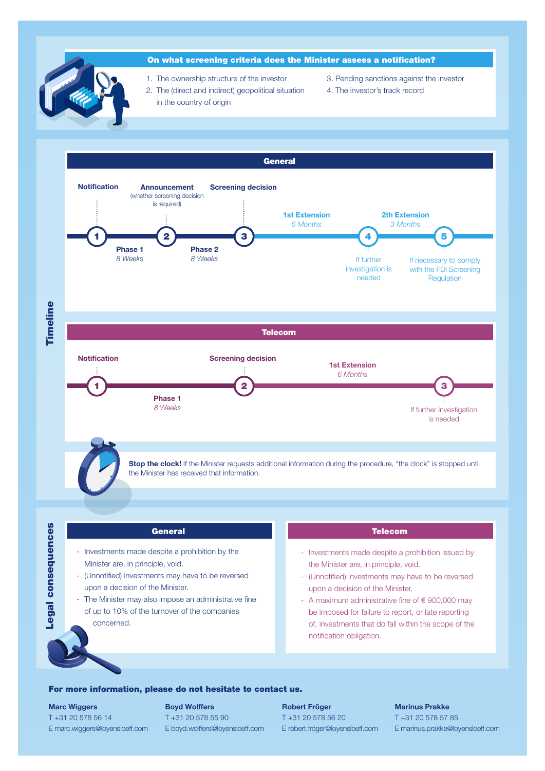## On what screening criteria does the Minister assess a notification?

1. The ownership structure of the investor
2. The (direct and indirect) geopolitical situation in the country of origin
3. Pending sanctions against the investor
4. The investor's track record

## Timeline

### General

**Notification**

**Announcement** (whether screening decision is required)

**Screening decision**

**1st Extension** *6 Months*

**2th Extension** *3 Months*

1

**Phase 1** *8 Weeks*

2

**Phase 2** *8 Weeks*

3

4 – If further investigation is needed

5 – If necessary to comply with the FDI Screening Regulation

### Telecom

**Notification**

**Screening decision**

**1st Extension** *6 Months*

1

**Phase 1** *8 Weeks*

2

3 – If further investigation is needed

**Stop the clock!** If the Minister requests additional information during the procedure, "the clock" is stopped until the Minister has received that information.

## Legal consequences

### General

- Investments made despite a prohibition by the Minister are, in principle, void.
- (Unnotified) investments may have to be reversed upon a decision of the Minister.
- The Minister may also impose an administrative fine of up to 10% of the turnover of the companies concerned.

### Telecom

- Investments made despite a prohibition issued by the Minister are, in principle, void.
- (Unnotified) investments may have to be reversed upon a decision of the Minister.
- A maximum administrative fine of € 900,000 may be imposed for failure to report, or late reporting of, investments that do fall within the scope of the notification obligation.

**For more information, please do not hesitate to contact us.**

**Marc Wiggers**
T +31 20 578 56 14
E marc.wiggers@loyensloeff.com

**Boyd Wolffers**
T +31 20 578 55 90
E boyd.wolffers@loyensloeff.com

**Robert Fröger**
T +31 20 578 56 20
E robert.fröger@loyensloeff.com

**Marinus Prakke**
T +31 20 578 57 85
E marinus.prakke@loyensloeff.com